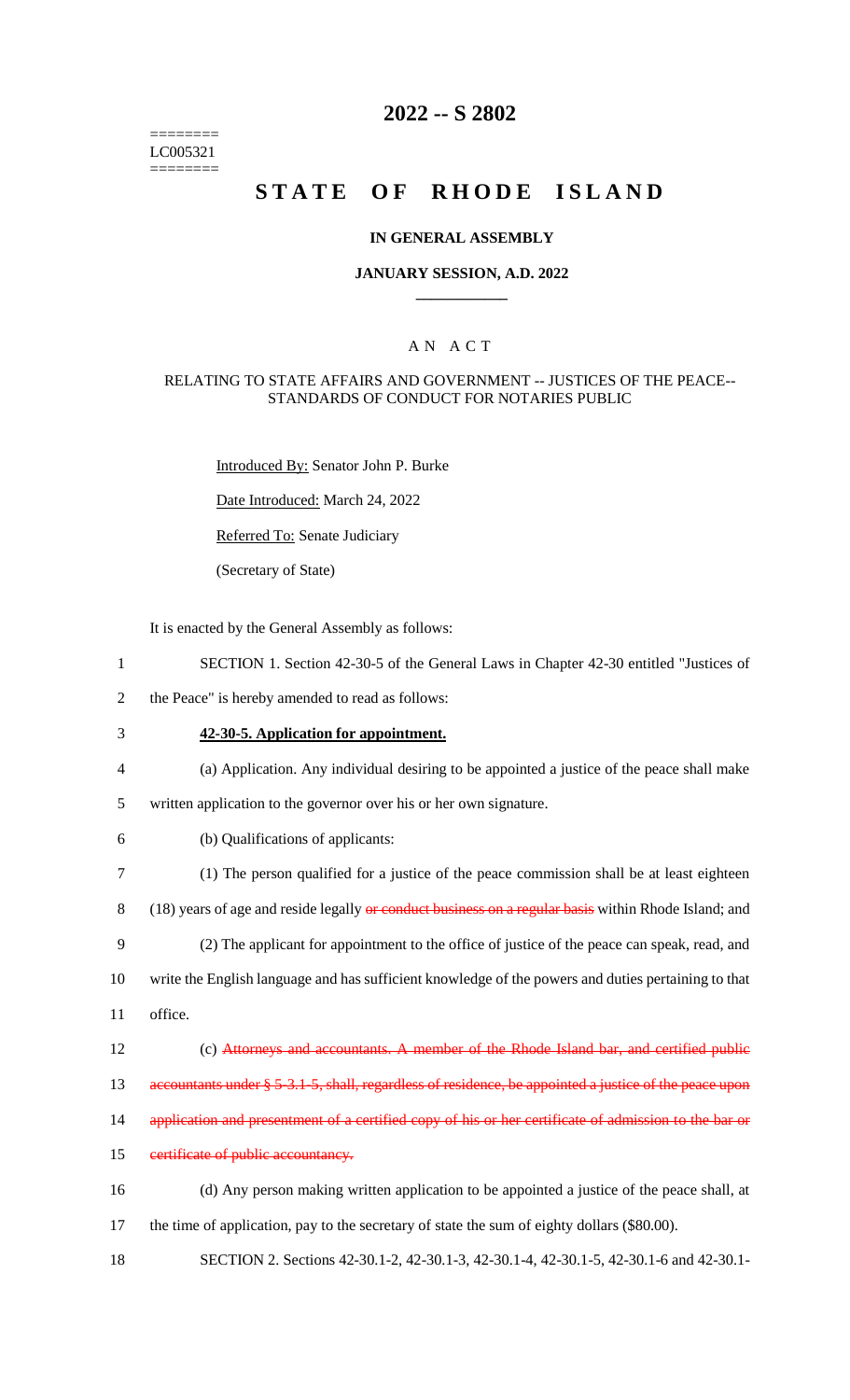========
LC005321
========

# 2022 -- S 2802

# STATE OF RHODE ISLAND

## IN GENERAL ASSEMBLY

### JANUARY SESSION, A.D. 2022

____________

### A N A C T

RELATING TO STATE AFFAIRS AND GOVERNMENT -- JUSTICES OF THE PEACE-- STANDARDS OF CONDUCT FOR NOTARIES PUBLIC

Introduced By: Senator John P. Burke

Date Introduced: March 24, 2022

Referred To: Senate Judiciary

(Secretary of State)

It is enacted by the General Assembly as follows:

1 SECTION 1. Section 42-30-5 of the General Laws in Chapter 42-30 entitled "Justices of
2 the Peace" is hereby amended to read as follows:

3 **42-30-5. Application for appointment.**

4 (a) Application. Any individual desiring to be appointed a justice of the peace shall make
5 written application to the governor over his or her own signature.

6 (b) Qualifications of applicants:

7 (1) The person qualified for a justice of the peace commission shall be at least eighteen
8 (18) years of age and reside legally ~~or conduct business on a regular basis~~ within Rhode Island; and

9 (2) The applicant for appointment to the office of justice of the peace can speak, read, and
10 write the English language and has sufficient knowledge of the powers and duties pertaining to that
11 office.

12 (c) ~~Attorneys and accountants. A member of the Rhode Island bar, and certified public~~
13 ~~accountants under § 5-3.1-5, shall, regardless of residence, be appointed a justice of the peace upon~~
14 ~~application and presentment of a certified copy of his or her certificate of admission to the bar or~~
15 ~~certificate of public accountancy.~~

16 (d) Any person making written application to be appointed a justice of the peace shall, at
17 the time of application, pay to the secretary of state the sum of eighty dollars ($80.00).

18 SECTION 2. Sections 42-30.1-2, 42-30.1-3, 42-30.1-4, 42-30.1-5, 42-30.1-6 and 42-30.1-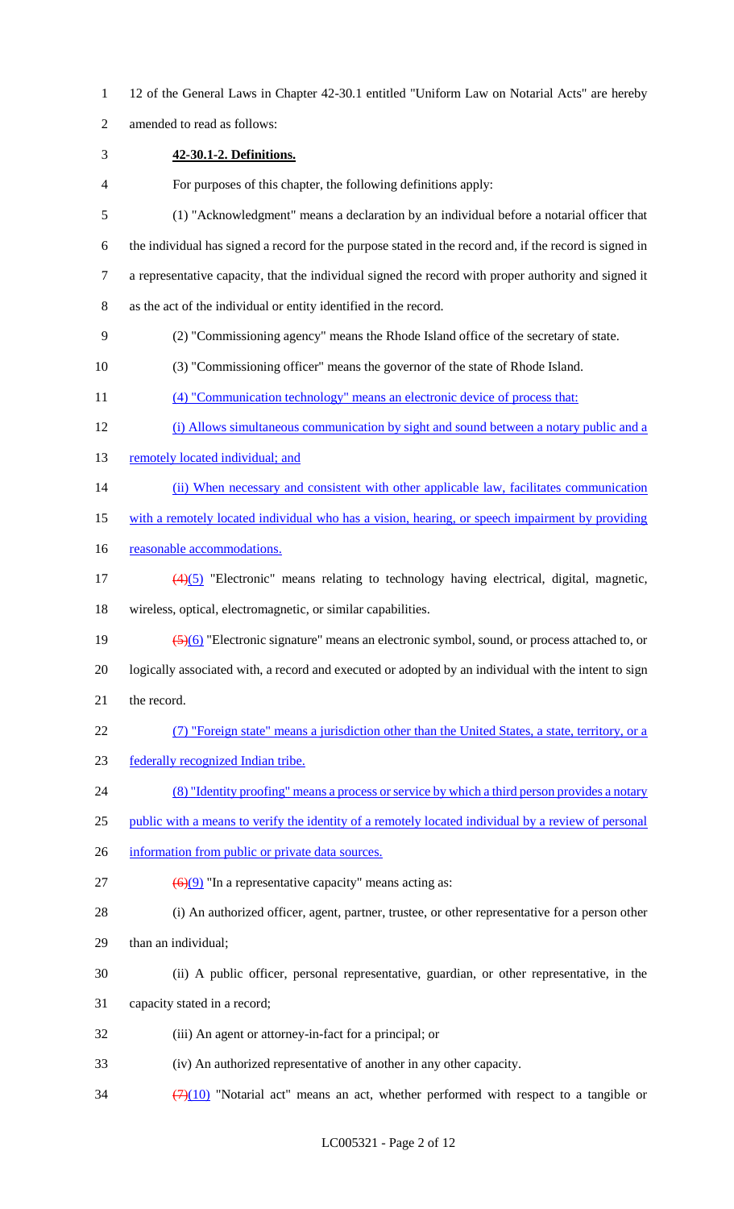12 of the General Laws in Chapter 42-30.1 entitled "Uniform Law on Notarial Acts" are hereby amended to read as follows:

**42-30.1-2. Definitions.**

For purposes of this chapter, the following definitions apply:

(1) "Acknowledgment" means a declaration by an individual before a notarial officer that the individual has signed a record for the purpose stated in the record and, if the record is signed in a representative capacity, that the individual signed the record with proper authority and signed it as the act of the individual or entity identified in the record.

(2) "Commissioning agency" means the Rhode Island office of the secretary of state.

(3) "Commissioning officer" means the governor of the state of Rhode Island.

(4) "Communication technology" means an electronic device of process that:

(i) Allows simultaneous communication by sight and sound between a notary public and a remotely located individual; and

(ii) When necessary and consistent with other applicable law, facilitates communication with a remotely located individual who has a vision, hearing, or speech impairment by providing reasonable accommodations.

~~(4)~~(5) "Electronic" means relating to technology having electrical, digital, magnetic, wireless, optical, electromagnetic, or similar capabilities.

~~(5)~~(6) "Electronic signature" means an electronic symbol, sound, or process attached to, or logically associated with, a record and executed or adopted by an individual with the intent to sign the record.

(7) "Foreign state" means a jurisdiction other than the United States, a state, territory, or a federally recognized Indian tribe.

(8) "Identity proofing" means a process or service by which a third person provides a notary public with a means to verify the identity of a remotely located individual by a review of personal information from public or private data sources.

~~(6)~~(9) "In a representative capacity" means acting as:

(i) An authorized officer, agent, partner, trustee, or other representative for a person other than an individual;

(ii) A public officer, personal representative, guardian, or other representative, in the capacity stated in a record;

(iii) An agent or attorney-in-fact for a principal; or

(iv) An authorized representative of another in any other capacity.

~~(7)~~(10) "Notarial act" means an act, whether performed with respect to a tangible or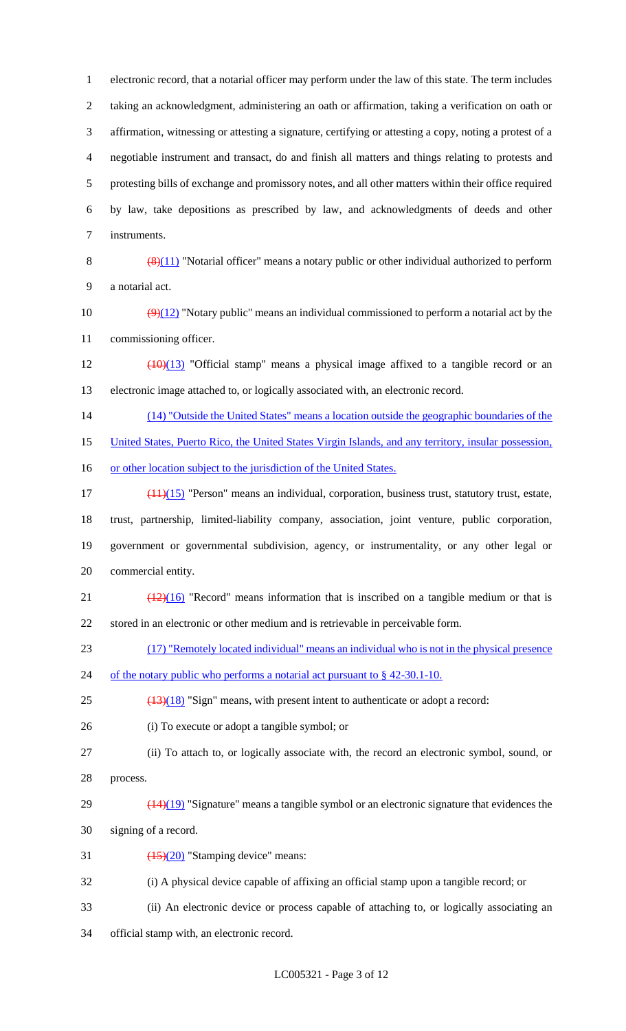electronic record, that a notarial officer may perform under the law of this state. The term includes taking an acknowledgment, administering an oath or affirmation, taking a verification on oath or affirmation, witnessing or attesting a signature, certifying or attesting a copy, noting a protest of a negotiable instrument and transact, do and finish all matters and things relating to protests and protesting bills of exchange and promissory notes, and all other matters within their office required by law, take depositions as prescribed by law, and acknowledgments of deeds and other instruments.

~~(8)~~(11) "Notarial officer" means a notary public or other individual authorized to perform a notarial act.

~~(9)~~(12) "Notary public" means an individual commissioned to perform a notarial act by the commissioning officer.

~~(10)~~(13) "Official stamp" means a physical image affixed to a tangible record or an electronic image attached to, or logically associated with, an electronic record.

(14) "Outside the United States" means a location outside the geographic boundaries of the United States, Puerto Rico, the United States Virgin Islands, and any territory, insular possession, or other location subject to the jurisdiction of the United States.

~~(11)~~(15) "Person" means an individual, corporation, business trust, statutory trust, estate, trust, partnership, limited-liability company, association, joint venture, public corporation, government or governmental subdivision, agency, or instrumentality, or any other legal or commercial entity.

~~(12)~~(16) "Record" means information that is inscribed on a tangible medium or that is stored in an electronic or other medium and is retrievable in perceivable form.

(17) "Remotely located individual" means an individual who is not in the physical presence of the notary public who performs a notarial act pursuant to § 42-30.1-10.

~~(13)~~(18) "Sign" means, with present intent to authenticate or adopt a record:

(i) To execute or adopt a tangible symbol; or

(ii) To attach to, or logically associate with, the record an electronic symbol, sound, or process.

~~(14)~~(19) "Signature" means a tangible symbol or an electronic signature that evidences the signing of a record.

~~(15)~~(20) "Stamping device" means:

(i) A physical device capable of affixing an official stamp upon a tangible record; or

(ii) An electronic device or process capable of attaching to, or logically associating an official stamp with, an electronic record.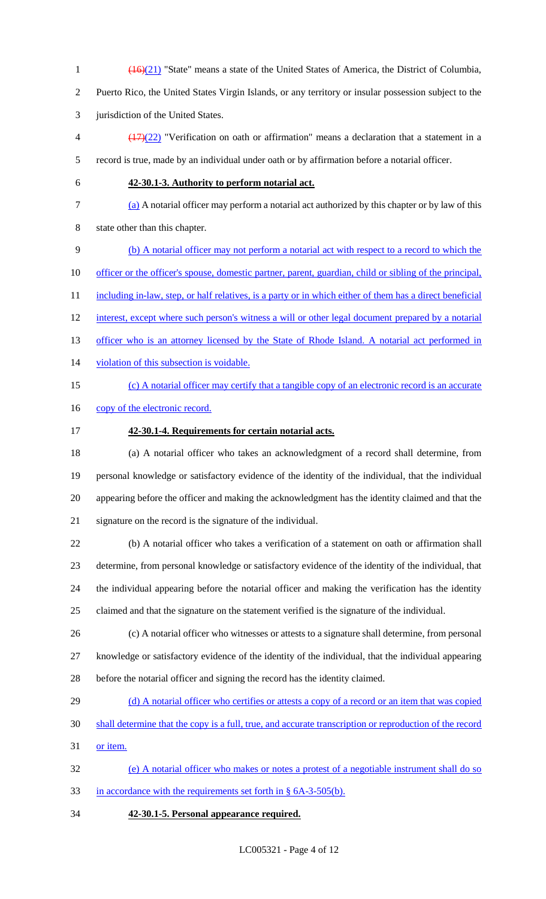~~(16)~~(21) "State" means a state of the United States of America, the District of Columbia, Puerto Rico, the United States Virgin Islands, or any territory or insular possession subject to the jurisdiction of the United States.

~~(17)~~(22) "Verification on oath or affirmation" means a declaration that a statement in a record is true, made by an individual under oath or by affirmation before a notarial officer.

**42-30.1-3. Authority to perform notarial act.**

(a) A notarial officer may perform a notarial act authorized by this chapter or by law of this state other than this chapter.

(b) A notarial officer may not perform a notarial act with respect to a record to which the officer or the officer's spouse, domestic partner, parent, guardian, child or sibling of the principal, including in-law, step, or half relatives, is a party or in which either of them has a direct beneficial interest, except where such person's witness a will or other legal document prepared by a notarial officer who is an attorney licensed by the State of Rhode Island. A notarial act performed in violation of this subsection is voidable.

(c) A notarial officer may certify that a tangible copy of an electronic record is an accurate copy of the electronic record.

**42-30.1-4. Requirements for certain notarial acts.**

(a) A notarial officer who takes an acknowledgment of a record shall determine, from personal knowledge or satisfactory evidence of the identity of the individual, that the individual appearing before the officer and making the acknowledgment has the identity claimed and that the signature on the record is the signature of the individual.

(b) A notarial officer who takes a verification of a statement on oath or affirmation shall determine, from personal knowledge or satisfactory evidence of the identity of the individual, that the individual appearing before the notarial officer and making the verification has the identity claimed and that the signature on the statement verified is the signature of the individual.

(c) A notarial officer who witnesses or attests to a signature shall determine, from personal knowledge or satisfactory evidence of the identity of the individual, that the individual appearing before the notarial officer and signing the record has the identity claimed.

(d) A notarial officer who certifies or attests a copy of a record or an item that was copied shall determine that the copy is a full, true, and accurate transcription or reproduction of the record or item.

(e) A notarial officer who makes or notes a protest of a negotiable instrument shall do so in accordance with the requirements set forth in § 6A-3-505(b).

**42-30.1-5. Personal appearance required.**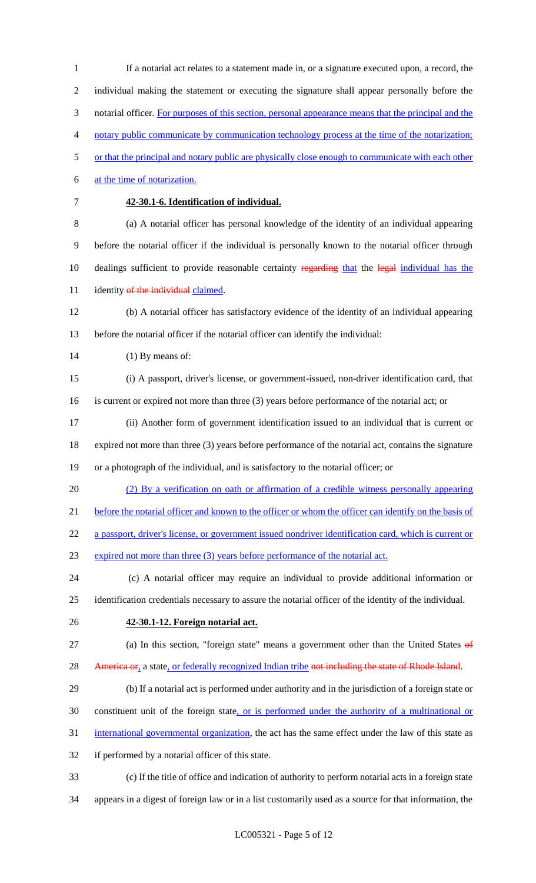If a notarial act relates to a statement made in, or a signature executed upon, a record, the individual making the statement or executing the signature shall appear personally before the notarial officer. For purposes of this section, personal appearance means that the principal and the notary public communicate by communication technology process at the time of the notarization; or that the principal and notary public are physically close enough to communicate with each other at the time of notarization.

**42-30.1-6. Identification of individual.**

(a) A notarial officer has personal knowledge of the identity of an individual appearing before the notarial officer if the individual is personally known to the notarial officer through dealings sufficient to provide reasonable certainty ~~regarding~~ that the ~~legal~~ individual has the identity ~~of the individual~~ claimed.

(b) A notarial officer has satisfactory evidence of the identity of an individual appearing before the notarial officer if the notarial officer can identify the individual:

(1) By means of:

(i) A passport, driver's license, or government-issued, non-driver identification card, that is current or expired not more than three (3) years before performance of the notarial act; or

(ii) Another form of government identification issued to an individual that is current or expired not more than three (3) years before performance of the notarial act, contains the signature or a photograph of the individual, and is satisfactory to the notarial officer; or

(2) By a verification on oath or affirmation of a credible witness personally appearing before the notarial officer and known to the officer or whom the officer can identify on the basis of a passport, driver's license, or government issued nondriver identification card, which is current or expired not more than three (3) years before performance of the notarial act.

(c) A notarial officer may require an individual to provide additional information or identification credentials necessary to assure the notarial officer of the identity of the individual.

**42-30.1-12. Foreign notarial act.**

(a) In this section, "foreign state" means a government other than the United States ~~of America or~~, a state, or federally recognized Indian tribe ~~not including the state of Rhode Island~~.

(b) If a notarial act is performed under authority and in the jurisdiction of a foreign state or constituent unit of the foreign state, or is performed under the authority of a multinational or international governmental organization, the act has the same effect under the law of this state as if performed by a notarial officer of this state.

(c) If the title of office and indication of authority to perform notarial acts in a foreign state appears in a digest of foreign law or in a list customarily used as a source for that information, the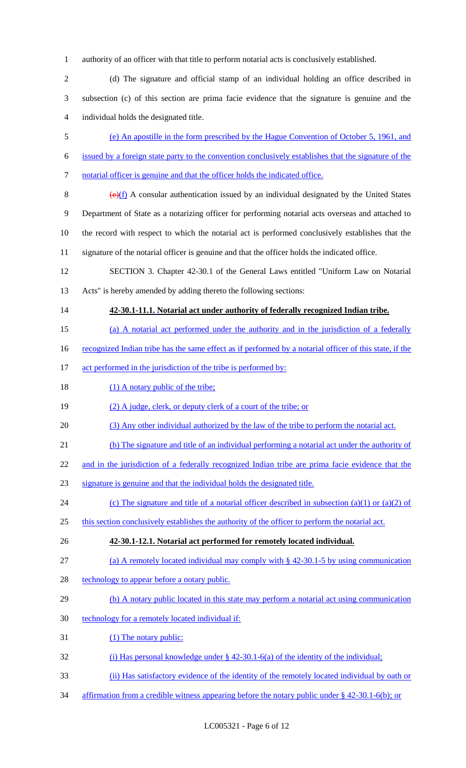authority of an officer with that title to perform notarial acts is conclusively established.

(d) The signature and official stamp of an individual holding an office described in subsection (c) of this section are prima facie evidence that the signature is genuine and the individual holds the designated title.

(e) An apostille in the form prescribed by the Hague Convention of October 5, 1961, and issued by a foreign state party to the convention conclusively establishes that the signature of the notarial officer is genuine and that the officer holds the indicated office.

~~(e)~~(f) A consular authentication issued by an individual designated by the United States Department of State as a notarizing officer for performing notarial acts overseas and attached to the record with respect to which the notarial act is performed conclusively establishes that the signature of the notarial officer is genuine and that the officer holds the indicated office.

SECTION 3. Chapter 42-30.1 of the General Laws entitled "Uniform Law on Notarial Acts" is hereby amended by adding thereto the following sections:

**42-30.1-11.1. Notarial act under authority of federally recognized Indian tribe.**

(a) A notarial act performed under the authority and in the jurisdiction of a federally recognized Indian tribe has the same effect as if performed by a notarial officer of this state, if the act performed in the jurisdiction of the tribe is performed by:

(1) A notary public of the tribe;

(2) A judge, clerk, or deputy clerk of a court of the tribe; or

(3) Any other individual authorized by the law of the tribe to perform the notarial act.

(b) The signature and title of an individual performing a notarial act under the authority of and in the jurisdiction of a federally recognized Indian tribe are prima facie evidence that the signature is genuine and that the individual holds the designated title.

(c) The signature and title of a notarial officer described in subsection (a)(1) or (a)(2) of this section conclusively establishes the authority of the officer to perform the notarial act.

**42-30.1-12.1. Notarial act performed for remotely located individual.**

(a) A remotely located individual may comply with § 42-30.1-5 by using communication technology to appear before a notary public.

(b) A notary public located in this state may perform a notarial act using communication technology for a remotely located individual if:

(1) The notary public:

(i) Has personal knowledge under § 42-30.1-6(a) of the identity of the individual;

(ii) Has satisfactory evidence of the identity of the remotely located individual by oath or affirmation from a credible witness appearing before the notary public under § 42-30.1-6(b); or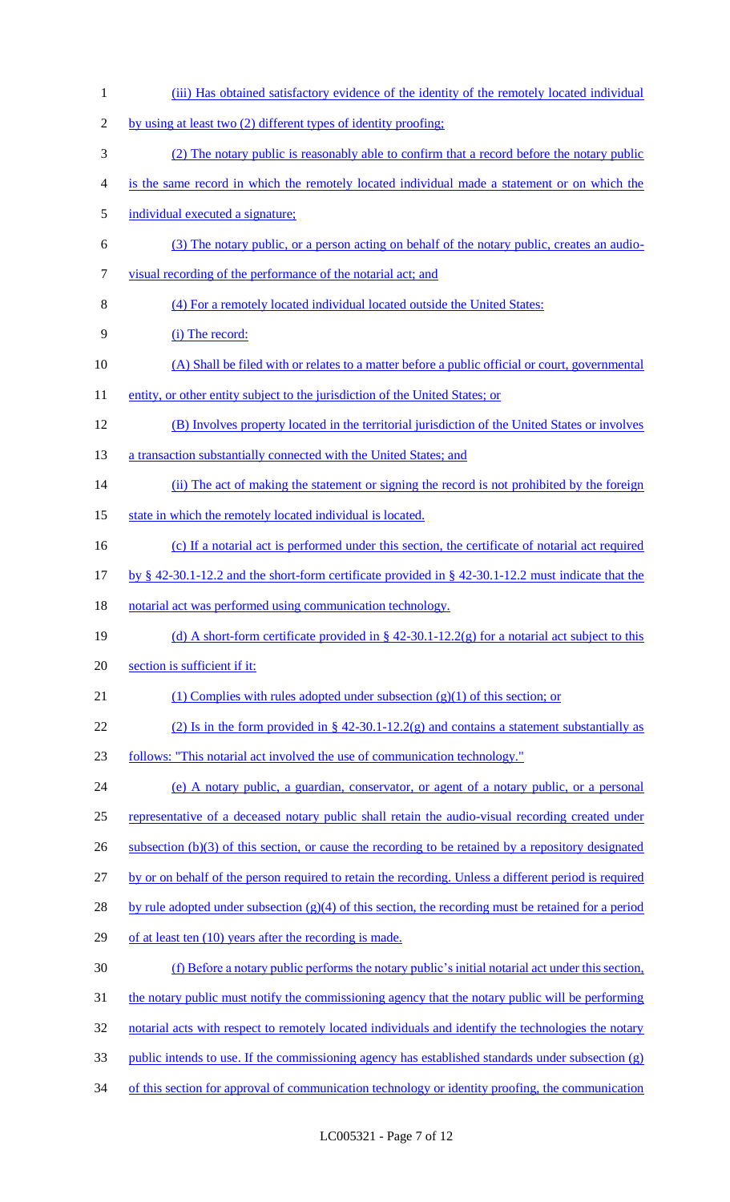(iii) Has obtained satisfactory evidence of the identity of the remotely located individual by using at least two (2) different types of identity proofing;

(2) The notary public is reasonably able to confirm that a record before the notary public is the same record in which the remotely located individual made a statement or on which the individual executed a signature;

(3) The notary public, or a person acting on behalf of the notary public, creates an audio-visual recording of the performance of the notarial act; and

(4) For a remotely located individual located outside the United States:

(i) The record:

(A) Shall be filed with or relates to a matter before a public official or court, governmental entity, or other entity subject to the jurisdiction of the United States; or

(B) Involves property located in the territorial jurisdiction of the United States or involves a transaction substantially connected with the United States; and

(ii) The act of making the statement or signing the record is not prohibited by the foreign state in which the remotely located individual is located.

(c) If a notarial act is performed under this section, the certificate of notarial act required by § 42-30.1-12.2 and the short-form certificate provided in § 42-30.1-12.2 must indicate that the notarial act was performed using communication technology.

(d) A short-form certificate provided in § 42-30.1-12.2(g) for a notarial act subject to this section is sufficient if it:

(1) Complies with rules adopted under subsection (g)(1) of this section; or

(2) Is in the form provided in § 42-30.1-12.2(g) and contains a statement substantially as follows: "This notarial act involved the use of communication technology."

(e) A notary public, a guardian, conservator, or agent of a notary public, or a personal representative of a deceased notary public shall retain the audio-visual recording created under subsection (b)(3) of this section, or cause the recording to be retained by a repository designated by or on behalf of the person required to retain the recording. Unless a different period is required by rule adopted under subsection (g)(4) of this section, the recording must be retained for a period of at least ten (10) years after the recording is made.

(f) Before a notary public performs the notary public's initial notarial act under this section, the notary public must notify the commissioning agency that the notary public will be performing notarial acts with respect to remotely located individuals and identify the technologies the notary public intends to use. If the commissioning agency has established standards under subsection (g) of this section for approval of communication technology or identity proofing, the communication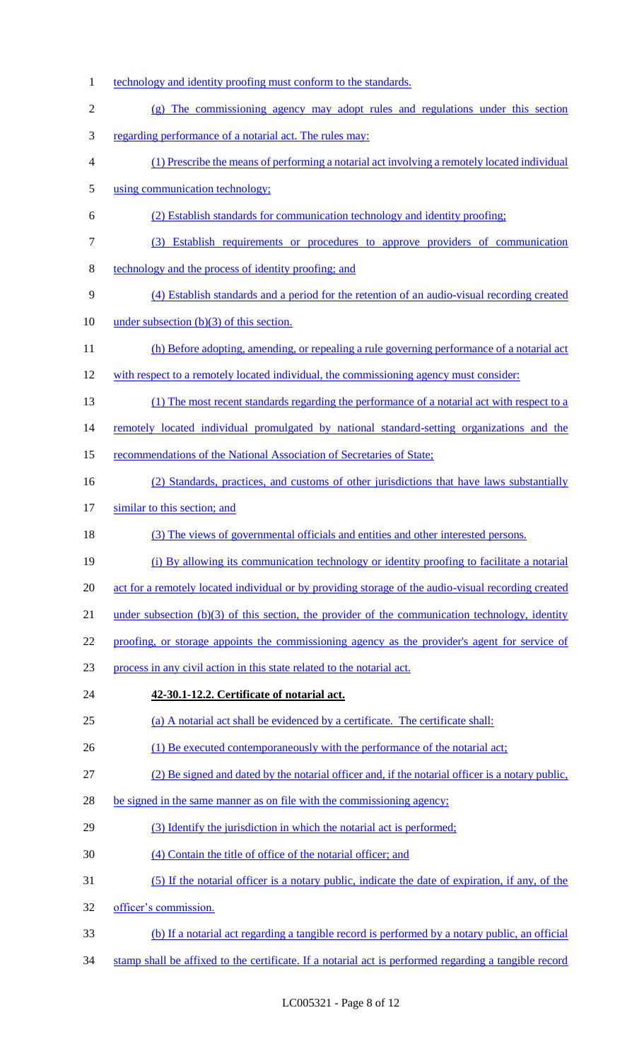technology and identity proofing must conform to the standards.

(g) The commissioning agency may adopt rules and regulations under this section regarding performance of a notarial act. The rules may:

(1) Prescribe the means of performing a notarial act involving a remotely located individual using communication technology;

(2) Establish standards for communication technology and identity proofing;

(3) Establish requirements or procedures to approve providers of communication technology and the process of identity proofing; and

(4) Establish standards and a period for the retention of an audio-visual recording created under subsection (b)(3) of this section.

(h) Before adopting, amending, or repealing a rule governing performance of a notarial act with respect to a remotely located individual, the commissioning agency must consider:

(1) The most recent standards regarding the performance of a notarial act with respect to a remotely located individual promulgated by national standard-setting organizations and the recommendations of the National Association of Secretaries of State;

(2) Standards, practices, and customs of other jurisdictions that have laws substantially similar to this section; and

(3) The views of governmental officials and entities and other interested persons.

(i) By allowing its communication technology or identity proofing to facilitate a notarial act for a remotely located individual or by providing storage of the audio-visual recording created under subsection (b)(3) of this section, the provider of the communication technology, identity proofing, or storage appoints the commissioning agency as the provider's agent for service of process in any civil action in this state related to the notarial act.

**42-30.1-12.2. Certificate of notarial act.**

(a) A notarial act shall be evidenced by a certificate. The certificate shall:

(1) Be executed contemporaneously with the performance of the notarial act;

(2) Be signed and dated by the notarial officer and, if the notarial officer is a notary public, be signed in the same manner as on file with the commissioning agency;

(3) Identify the jurisdiction in which the notarial act is performed;

(4) Contain the title of office of the notarial officer; and

(5) If the notarial officer is a notary public, indicate the date of expiration, if any, of the officer's commission.

(b) If a notarial act regarding a tangible record is performed by a notary public, an official stamp shall be affixed to the certificate. If a notarial act is performed regarding a tangible record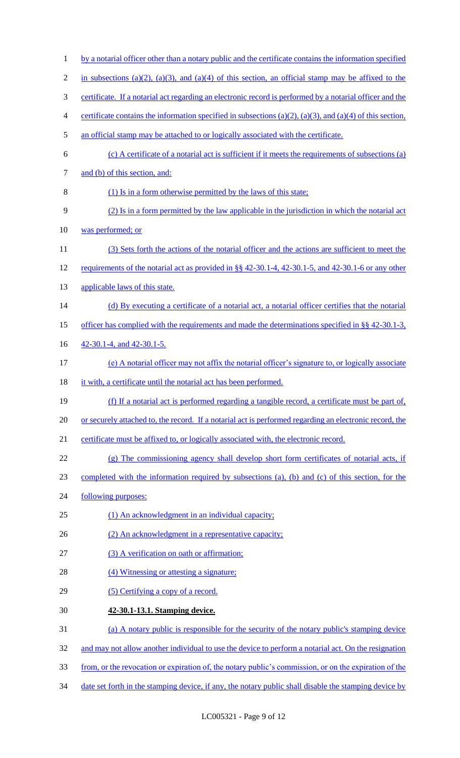by a notarial officer other than a notary public and the certificate contains the information specified in subsections (a)(2), (a)(3), and (a)(4) of this section, an official stamp may be affixed to the certificate. If a notarial act regarding an electronic record is performed by a notarial officer and the certificate contains the information specified in subsections (a)(2), (a)(3), and (a)(4) of this section, an official stamp may be attached to or logically associated with the certificate.

(c) A certificate of a notarial act is sufficient if it meets the requirements of subsections (a) and (b) of this section, and:

(1) Is in a form otherwise permitted by the laws of this state;

(2) Is in a form permitted by the law applicable in the jurisdiction in which the notarial act was performed; or

(3) Sets forth the actions of the notarial officer and the actions are sufficient to meet the requirements of the notarial act as provided in §§ 42-30.1-4, 42-30.1-5, and 42-30.1-6 or any other applicable laws of this state.

(d) By executing a certificate of a notarial act, a notarial officer certifies that the notarial officer has complied with the requirements and made the determinations specified in §§ 42-30.1-3, 42-30.1-4, and 42-30.1-5.

(e) A notarial officer may not affix the notarial officer's signature to, or logically associate it with, a certificate until the notarial act has been performed.

(f) If a notarial act is performed regarding a tangible record, a certificate must be part of, or securely attached to, the record. If a notarial act is performed regarding an electronic record, the certificate must be affixed to, or logically associated with, the electronic record.

(g) The commissioning agency shall develop short form certificates of notarial acts, if completed with the information required by subsections (a), (b) and (c) of this section, for the following purposes:

(1) An acknowledgment in an individual capacity;

(2) An acknowledgment in a representative capacity;

(3) A verification on oath or affirmation;

(4) Witnessing or attesting a signature;

(5) Certifying a copy of a record.

**42-30.1-13.1. Stamping device.**

(a) A notary public is responsible for the security of the notary public's stamping device and may not allow another individual to use the device to perform a notarial act. On the resignation from, or the revocation or expiration of, the notary public's commission, or on the expiration of the date set forth in the stamping device, if any, the notary public shall disable the stamping device by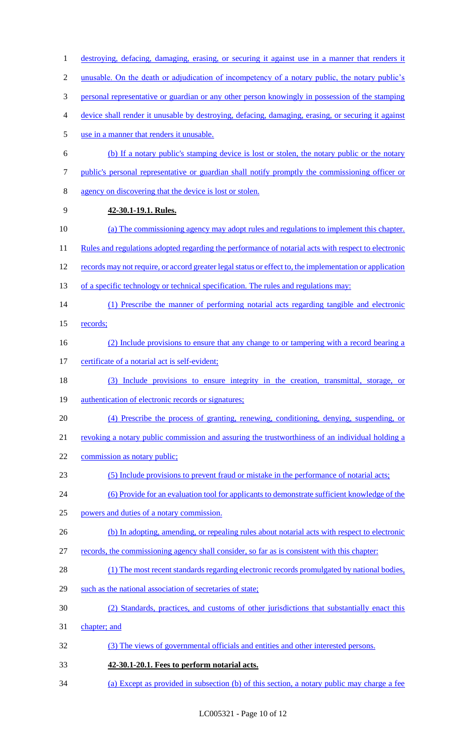destroying, defacing, damaging, erasing, or securing it against use in a manner that renders it unusable. On the death or adjudication of incompetency of a notary public, the notary public's personal representative or guardian or any other person knowingly in possession of the stamping device shall render it unusable by destroying, defacing, damaging, erasing, or securing it against use in a manner that renders it unusable.

(b) If a notary public's stamping device is lost or stolen, the notary public or the notary public's personal representative or guardian shall notify promptly the commissioning officer or agency on discovering that the device is lost or stolen.

**42-30.1-19.1. Rules.**

(a) The commissioning agency may adopt rules and regulations to implement this chapter. Rules and regulations adopted regarding the performance of notarial acts with respect to electronic records may not require, or accord greater legal status or effect to, the implementation or application of a specific technology or technical specification. The rules and regulations may:

(1) Prescribe the manner of performing notarial acts regarding tangible and electronic records;

(2) Include provisions to ensure that any change to or tampering with a record bearing a certificate of a notarial act is self-evident;

(3) Include provisions to ensure integrity in the creation, transmittal, storage, or authentication of electronic records or signatures;

(4) Prescribe the process of granting, renewing, conditioning, denying, suspending, or revoking a notary public commission and assuring the trustworthiness of an individual holding a commission as notary public;

(5) Include provisions to prevent fraud or mistake in the performance of notarial acts;

(6) Provide for an evaluation tool for applicants to demonstrate sufficient knowledge of the powers and duties of a notary commission.

(b) In adopting, amending, or repealing rules about notarial acts with respect to electronic records, the commissioning agency shall consider, so far as is consistent with this chapter:

(1) The most recent standards regarding electronic records promulgated by national bodies, such as the national association of secretaries of state;

(2) Standards, practices, and customs of other jurisdictions that substantially enact this chapter; and

(3) The views of governmental officials and entities and other interested persons.

**42-30.1-20.1. Fees to perform notarial acts.**

(a) Except as provided in subsection (b) of this section, a notary public may charge a fee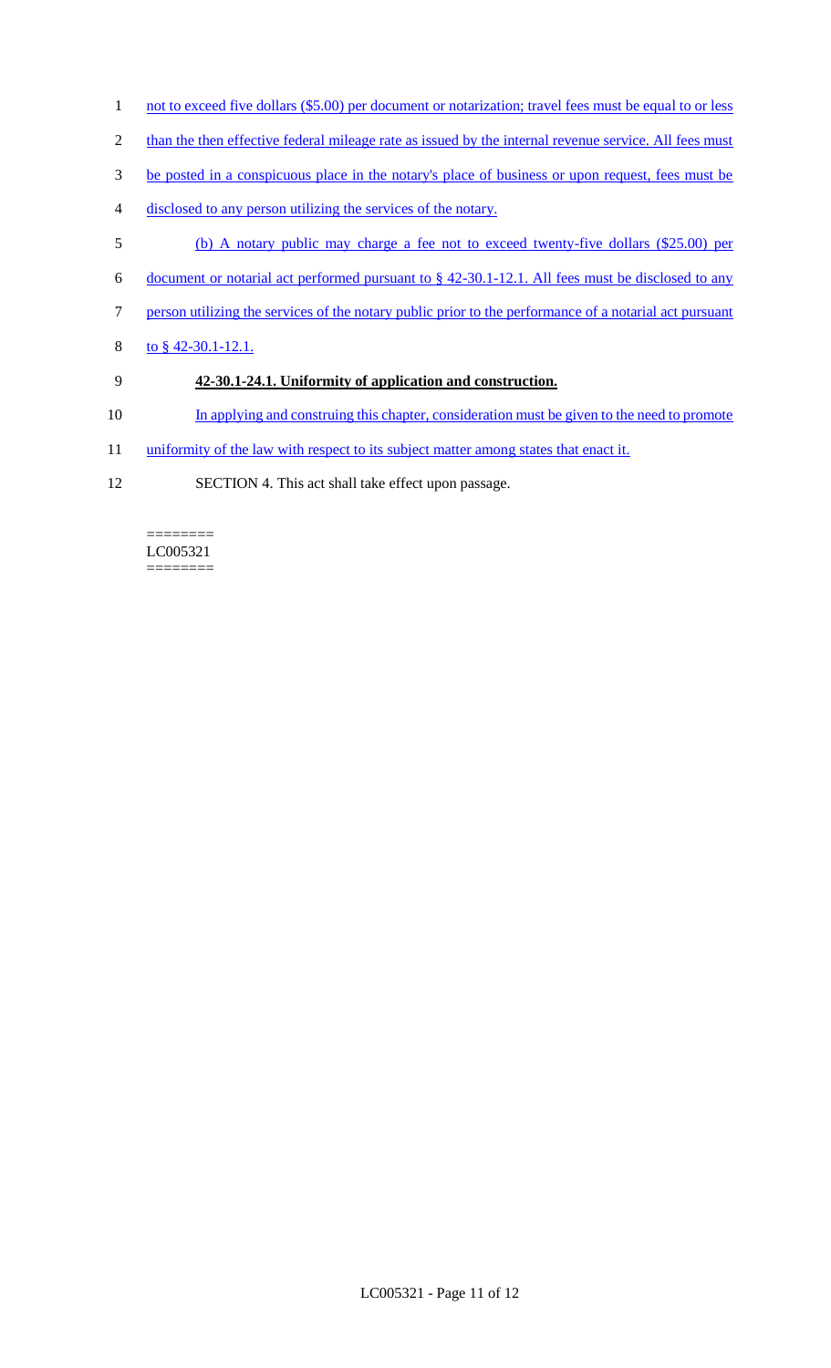not to exceed five dollars ($5.00) per document or notarization; travel fees must be equal to or less than the then effective federal mileage rate as issued by the internal revenue service. All fees must be posted in a conspicuous place in the notary's place of business or upon request, fees must be disclosed to any person utilizing the services of the notary.

(b) A notary public may charge a fee not to exceed twenty-five dollars ($25.00) per document or notarial act performed pursuant to § 42-30.1-12.1. All fees must be disclosed to any person utilizing the services of the notary public prior to the performance of a notarial act pursuant to § 42-30.1-12.1.

**42-30.1-24.1. Uniformity of application and construction.**

In applying and construing this chapter, consideration must be given to the need to promote uniformity of the law with respect to its subject matter among states that enact it.

SECTION 4. This act shall take effect upon passage.

========
LC005321
========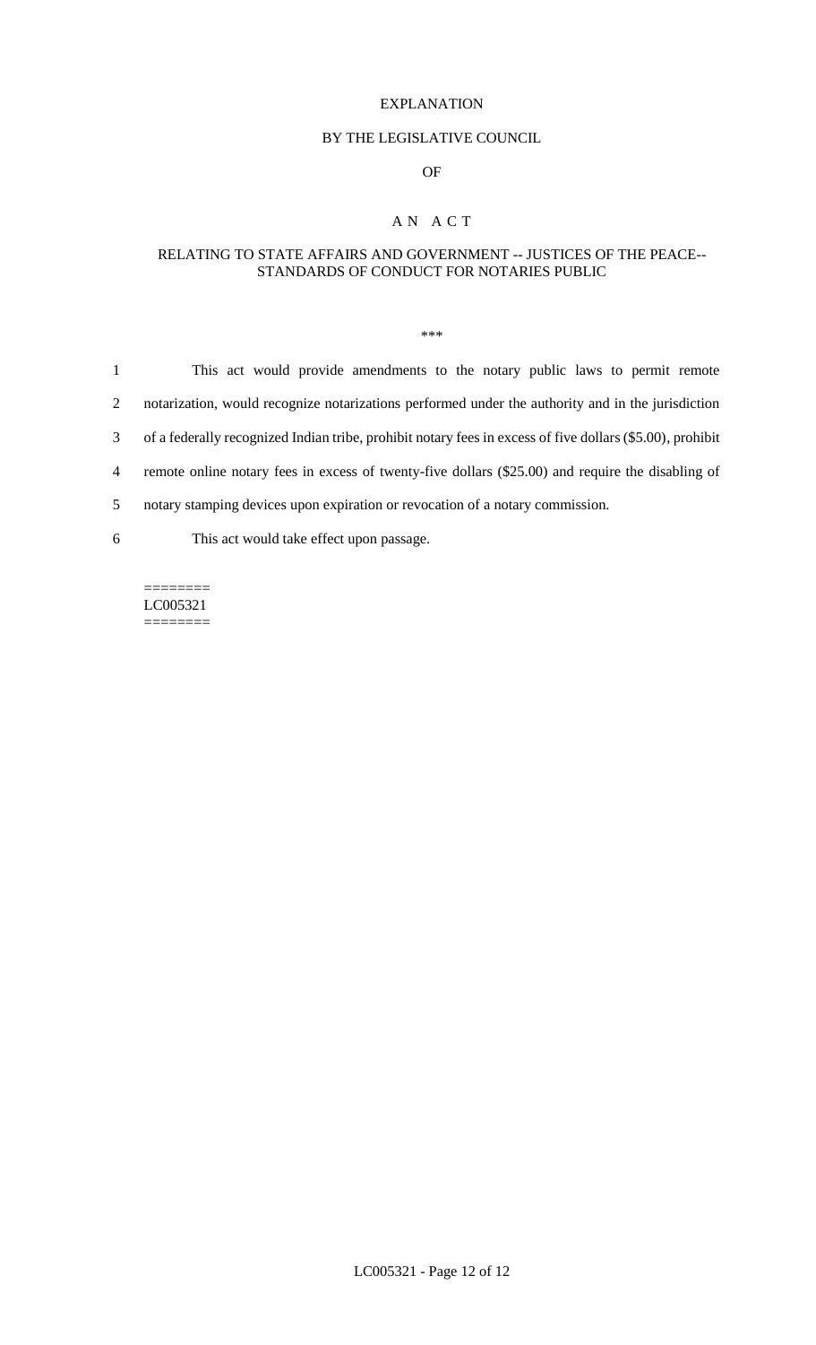EXPLANATION

BY THE LEGISLATIVE COUNCIL

OF

A N A C T

RELATING TO STATE AFFAIRS AND GOVERNMENT -- JUSTICES OF THE PEACE-- STANDARDS OF CONDUCT FOR NOTARIES PUBLIC

\*\*\*

This act would provide amendments to the notary public laws to permit remote notarization, would recognize notarizations performed under the authority and in the jurisdiction of a federally recognized Indian tribe, prohibit notary fees in excess of five dollars ($5.00), prohibit remote online notary fees in excess of twenty-five dollars ($25.00) and require the disabling of notary stamping devices upon expiration or revocation of a notary commission.

This act would take effect upon passage.

========
LC005321
========